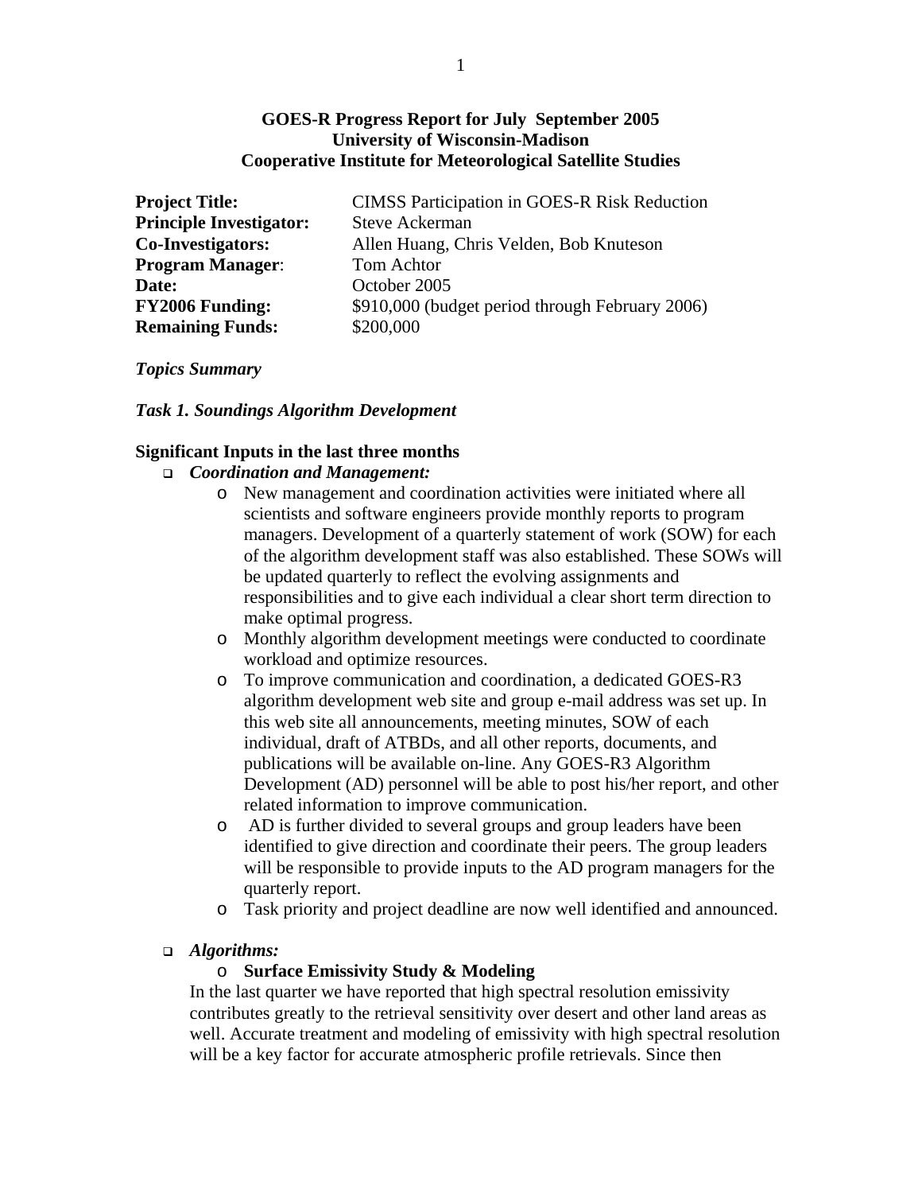**GOES-R Progress Report for July September 2005**
**University of Wisconsin-Madison**
**Cooperative Institute for Meteorological Satellite Studies**

| | |
|---|---|
| **Project Title:** | CIMSS Participation in GOES-R Risk Reduction |
| **Principle Investigator:** | Steve Ackerman |
| **Co-Investigators:** | Allen Huang, Chris Velden, Bob Knuteson |
| **Program Manager**: | Tom Achtor |
| **Date:** | October 2005 |
| **FY2006 Funding:** | $910,000 (budget period through February 2006) |
| **Remaining Funds:** | $200,000 |

***Topics Summary***

***Task 1. Soundings Algorithm Development***

**Significant Inputs in the last three months**

- ***Coordination and Management:***
  - New management and coordination activities were initiated where all scientists and software engineers provide monthly reports to program managers. Development of a quarterly statement of work (SOW) for each of the algorithm development staff was also established. These SOWs will be updated quarterly to reflect the evolving assignments and responsibilities and to give each individual a clear short term direction to make optimal progress.
  - Monthly algorithm development meetings were conducted to coordinate workload and optimize resources.
  - To improve communication and coordination, a dedicated GOES-R3 algorithm development web site and group e-mail address was set up. In this web site all announcements, meeting minutes, SOW of each individual, draft of ATBDs, and all other reports, documents, and publications will be available on-line. Any GOES-R3 Algorithm Development (AD) personnel will be able to post his/her report, and other related information to improve communication.
  - AD is further divided to several groups and group leaders have been identified to give direction and coordinate their peers. The group leaders will be responsible to provide inputs to the AD program managers for the quarterly report.
  - Task priority and project deadline are now well identified and announced.

- ***Algorithms:***
  - **Surface Emissivity Study & Modeling**

  In the last quarter we have reported that high spectral resolution emissivity contributes greatly to the retrieval sensitivity over desert and other land areas as well. Accurate treatment and modeling of emissivity with high spectral resolution will be a key factor for accurate atmospheric profile retrievals. Since then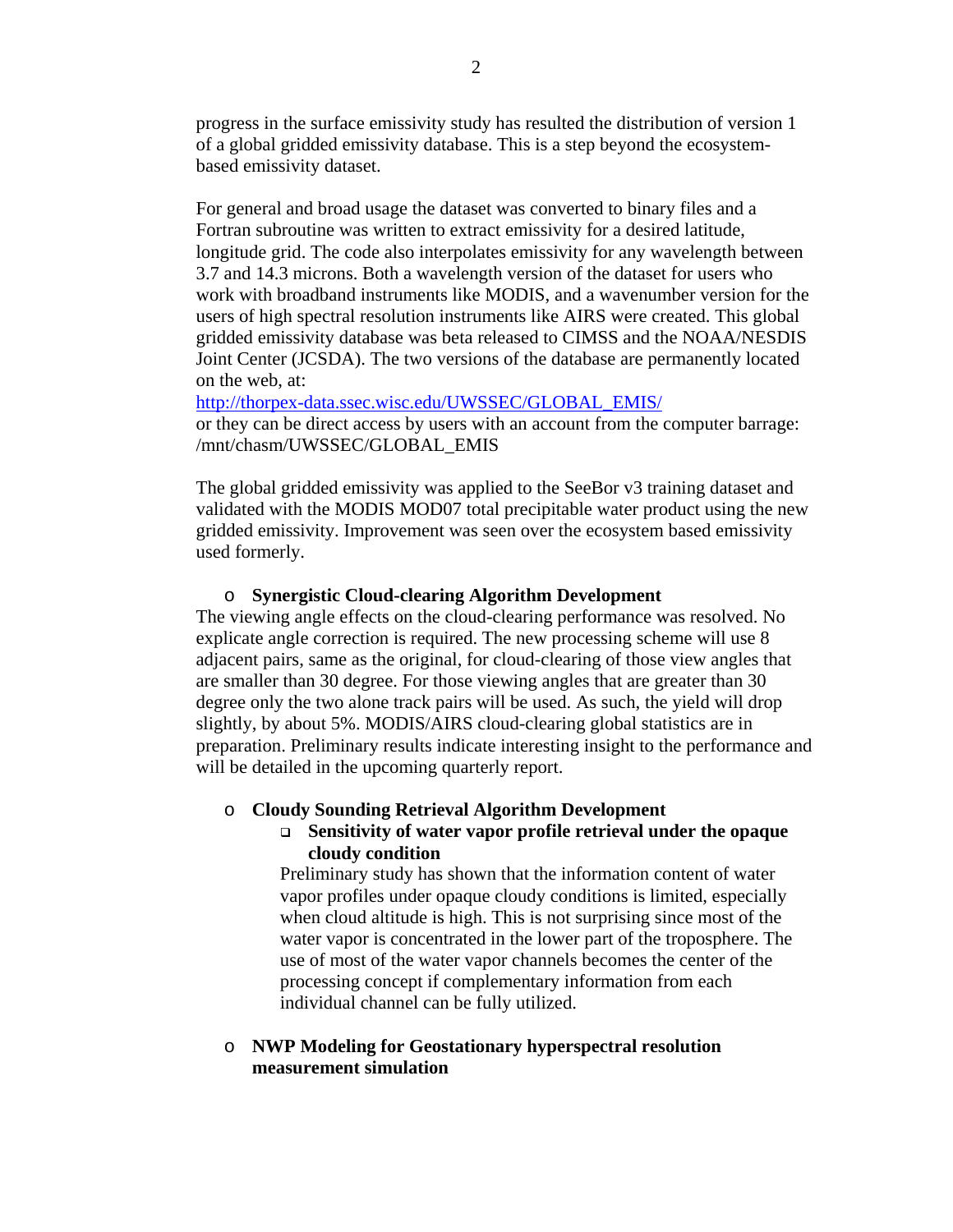progress in the surface emissivity study has resulted the distribution of version 1 of a global gridded emissivity database. This is a step beyond the ecosystem-based emissivity dataset.

For general and broad usage the dataset was converted to binary files and a Fortran subroutine was written to extract emissivity for a desired latitude, longitude grid. The code also interpolates emissivity for any wavelength between 3.7 and 14.3 microns. Both a wavelength version of the dataset for users who work with broadband instruments like MODIS, and a wavenumber version for the users of high spectral resolution instruments like AIRS were created. This global gridded emissivity database was beta released to CIMSS and the NOAA/NESDIS Joint Center (JCSDA). The two versions of the database are permanently located on the web, at:
[http://thorpex-data.ssec.wisc.edu/UWSSEC/GLOBAL_EMIS/](http://thorpex-data.ssec.wisc.edu/UWSSEC/GLOBAL_EMIS/)
or they can be direct access by users with an account from the computer barrage: /mnt/chasm/UWSSEC/GLOBAL_EMIS

The global gridded emissivity was applied to the SeeBor v3 training dataset and validated with the MODIS MOD07 total precipitable water product using the new gridded emissivity. Improvement was seen over the ecosystem based emissivity used formerly.

- **Synergistic Cloud-clearing Algorithm Development**

The viewing angle effects on the cloud-clearing performance was resolved. No explicate angle correction is required. The new processing scheme will use 8 adjacent pairs, same as the original, for cloud-clearing of those view angles that are smaller than 30 degree. For those viewing angles that are greater than 30 degree only the two alone track pairs will be used. As such, the yield will drop slightly, by about 5%. MODIS/AIRS cloud-clearing global statistics are in preparation. Preliminary results indicate interesting insight to the performance and will be detailed in the upcoming quarterly report.

- **Cloudy Sounding Retrieval Algorithm Development**
  - **Sensitivity of water vapor profile retrieval under the opaque cloudy condition**

    Preliminary study has shown that the information content of water vapor profiles under opaque cloudy conditions is limited, especially when cloud altitude is high. This is not surprising since most of the water vapor is concentrated in the lower part of the troposphere. The use of most of the water vapor channels becomes the center of the processing concept if complementary information from each individual channel can be fully utilized.

- **NWP Modeling for Geostationary hyperspectral resolution measurement simulation**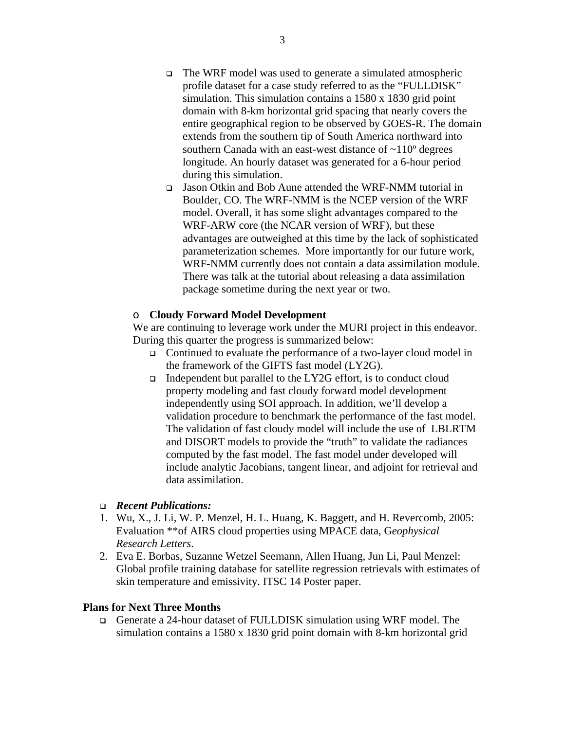- The WRF model was used to generate a simulated atmospheric profile dataset for a case study referred to as the "FULLDISK" simulation. This simulation contains a 1580 x 1830 grid point domain with 8-km horizontal grid spacing that nearly covers the entire geographical region to be observed by GOES-R. The domain extends from the southern tip of South America northward into southern Canada with an east-west distance of ~110º degrees longitude. An hourly dataset was generated for a 6-hour period during this simulation.
- Jason Otkin and Bob Aune attended the WRF-NMM tutorial in Boulder, CO. The WRF-NMM is the NCEP version of the WRF model. Overall, it has some slight advantages compared to the WRF-ARW core (the NCAR version of WRF), but these advantages are outweighed at this time by the lack of sophisticated parameterization schemes. More importantly for our future work, WRF-NMM currently does not contain a data assimilation module. There was talk at the tutorial about releasing a data assimilation package sometime during the next year or two.

- **Cloudy Forward Model Development**

  We are continuing to leverage work under the MURI project in this endeavor. During this quarter the progress is summarized below:
  - Continued to evaluate the performance of a two-layer cloud model in the framework of the GIFTS fast model (LY2G).
  - Independent but parallel to the LY2G effort, is to conduct cloud property modeling and fast cloudy forward model development independently using SOI approach. In addition, we'll develop a validation procedure to benchmark the performance of the fast model. The validation of fast cloudy model will include the use of LBLRTM and DISORT models to provide the "truth" to validate the radiances computed by the fast model. The fast model under developed will include analytic Jacobians, tangent linear, and adjoint for retrieval and data assimilation.

- ***Recent Publications:***

1. Wu, X., J. Li, W. P. Menzel, H. L. Huang, K. Baggett, and H. Revercomb, 2005: Evaluation **of AIRS cloud properties using MPACE data, G*eophysical Research Letters*.
2. Eva E. Borbas, Suzanne Wetzel Seemann, Allen Huang, Jun Li, Paul Menzel: Global profile training database for satellite regression retrievals with estimates of skin temperature and emissivity. ITSC 14 Poster paper.

**Plans for Next Three Months**

- Generate a 24-hour dataset of FULLDISK simulation using WRF model. The simulation contains a 1580 x 1830 grid point domain with 8-km horizontal grid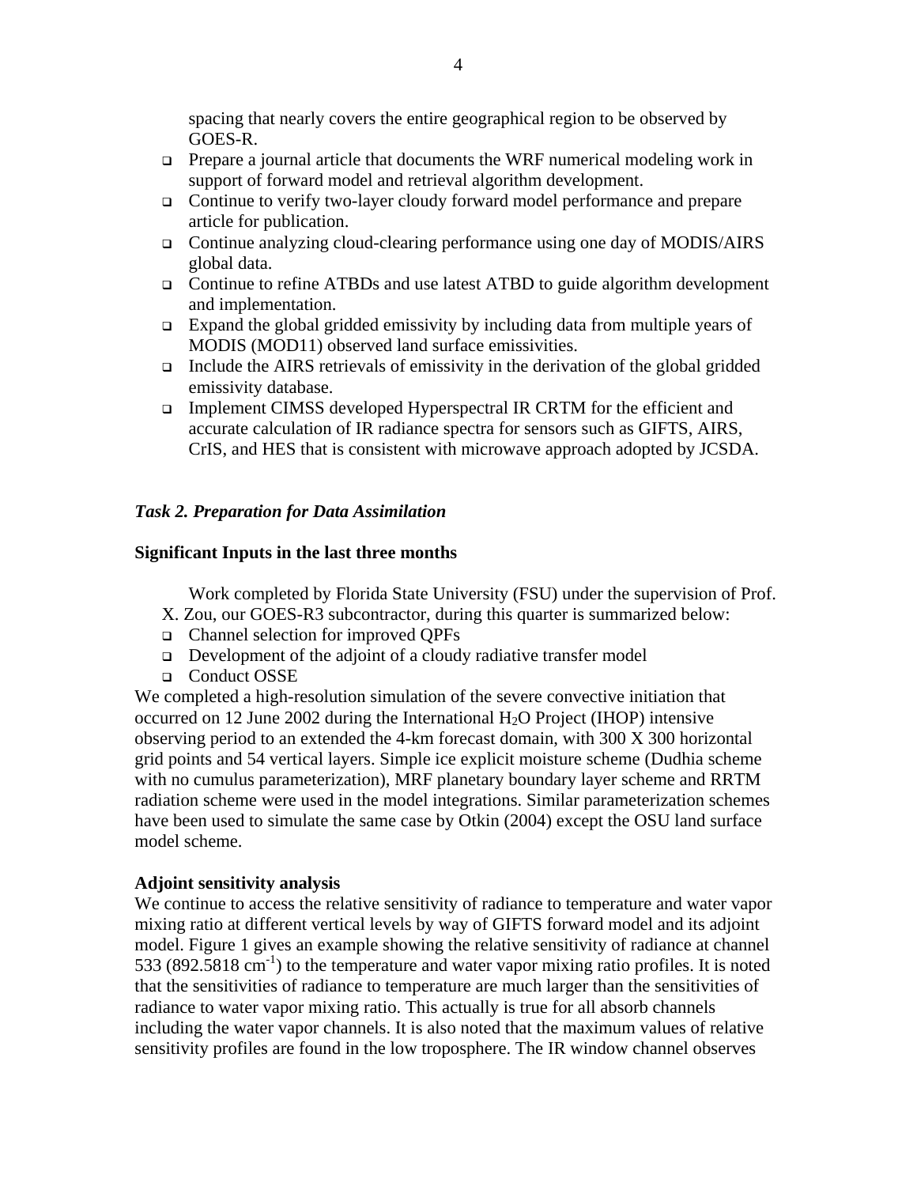spacing that nearly covers the entire geographical region to be observed by GOES-R.

- Prepare a journal article that documents the WRF numerical modeling work in support of forward model and retrieval algorithm development.
- Continue to verify two-layer cloudy forward model performance and prepare article for publication.
- Continue analyzing cloud-clearing performance using one day of MODIS/AIRS global data.
- Continue to refine ATBDs and use latest ATBD to guide algorithm development and implementation.
- Expand the global gridded emissivity by including data from multiple years of MODIS (MOD11) observed land surface emissivities.
- Include the AIRS retrievals of emissivity in the derivation of the global gridded emissivity database.
- Implement CIMSS developed Hyperspectral IR CRTM for the efficient and accurate calculation of IR radiance spectra for sensors such as GIFTS, AIRS, CrIS, and HES that is consistent with microwave approach adopted by JCSDA.

### *Task 2. Preparation for Data Assimilation*

**Significant Inputs in the last three months**

Work completed by Florida State University (FSU) under the supervision of Prof. X. Zou, our GOES-R3 subcontractor, during this quarter is summarized below:

- Channel selection for improved QPFs
- Development of the adjoint of a cloudy radiative transfer model
- Conduct OSSE

We completed a high-resolution simulation of the severe convective initiation that occurred on 12 June 2002 during the International $H_2O$ Project (IHOP) intensive observing period to an extended the 4-km forecast domain, with 300 X 300 horizontal grid points and 54 vertical layers. Simple ice explicit moisture scheme (Dudhia scheme with no cumulus parameterization), MRF planetary boundary layer scheme and RRTM radiation scheme were used in the model integrations. Similar parameterization schemes have been used to simulate the same case by Otkin (2004) except the OSU land surface model scheme.

**Adjoint sensitivity analysis**

We continue to access the relative sensitivity of radiance to temperature and water vapor mixing ratio at different vertical levels by way of GIFTS forward model and its adjoint model. Figure 1 gives an example showing the relative sensitivity of radiance at channel 533 (892.5818 $cm^{-1}$) to the temperature and water vapor mixing ratio profiles. It is noted that the sensitivities of radiance to temperature are much larger than the sensitivities of radiance to water vapor mixing ratio. This actually is true for all absorb channels including the water vapor channels. It is also noted that the maximum values of relative sensitivity profiles are found in the low troposphere. The IR window channel observes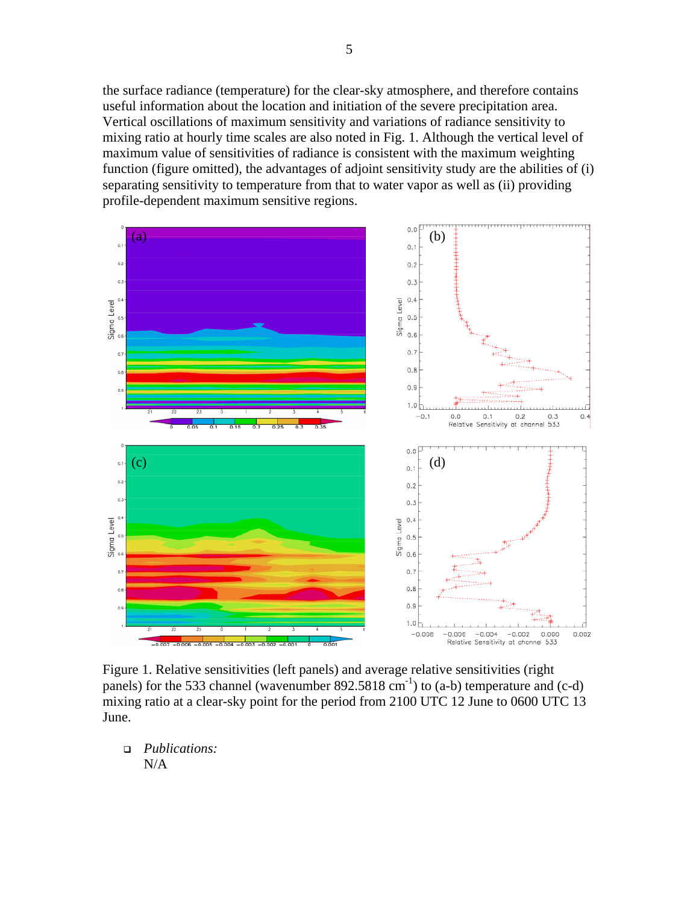the surface radiance (temperature) for the clear-sky atmosphere, and therefore contains useful information about the location and initiation of the severe precipitation area. Vertical oscillations of maximum sensitivity and variations of radiance sensitivity to mixing ratio at hourly time scales are also noted in Fig. 1. Although the vertical level of maximum value of sensitivities of radiance is consistent with the maximum weighting function (figure omitted), the advantages of adjoint sensitivity study are the abilities of (i) separating sensitivity to temperature from that to water vapor as well as (ii) providing profile-dependent maximum sensitive regions.

Figure 1. Relative sensitivities (left panels) and average relative sensitivities (right panels) for the 533 channel (wavenumber 892.5818 cm$^{-1}$) to (a-b) temperature and (c-d) mixing ratio at a clear-sky point for the period from 2100 UTC 12 June to 0600 UTC 13 June.

- *Publications:*
  N/A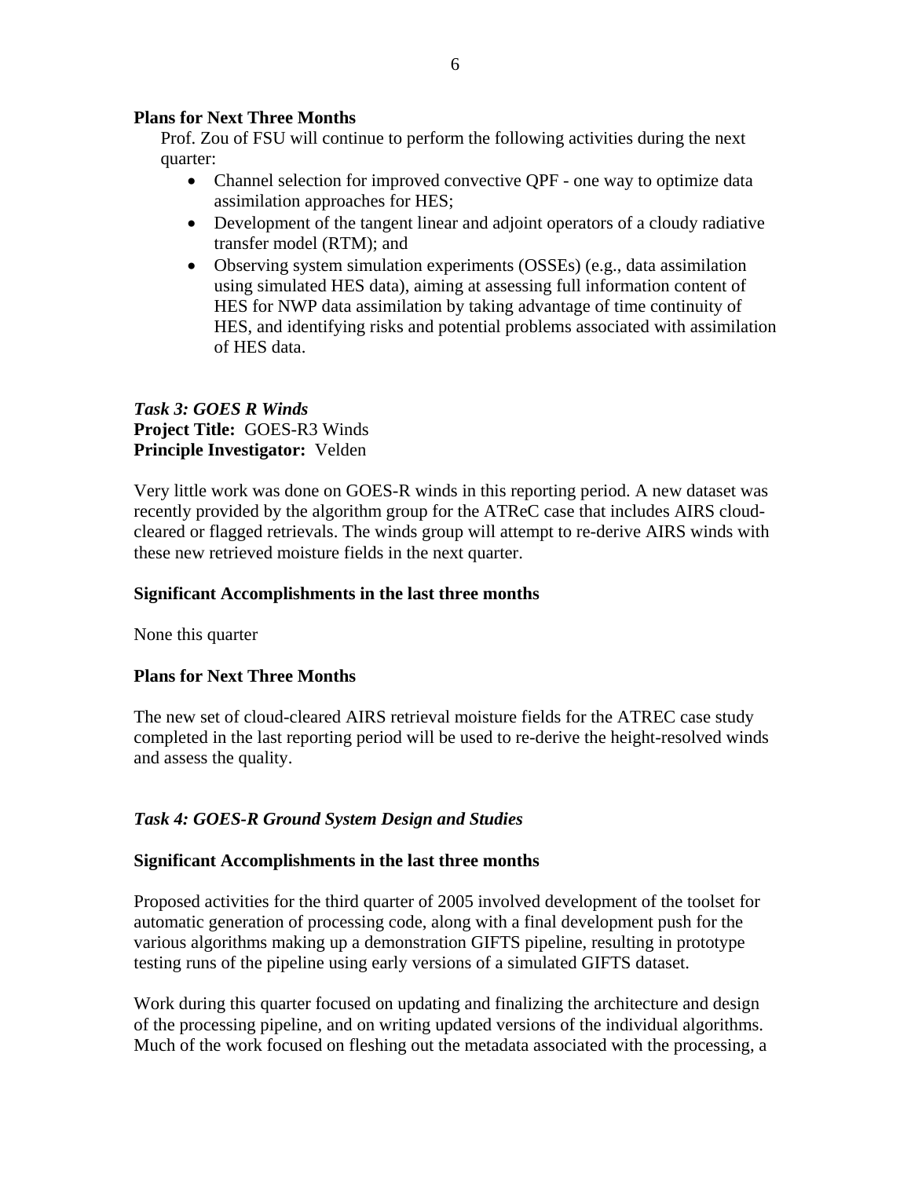**Plans for Next Three Months**

Prof. Zou of FSU will continue to perform the following activities during the next quarter:

- Channel selection for improved convective QPF - one way to optimize data assimilation approaches for HES;
- Development of the tangent linear and adjoint operators of a cloudy radiative transfer model (RTM); and
- Observing system simulation experiments (OSSEs) (e.g., data assimilation using simulated HES data), aiming at assessing full information content of HES for NWP data assimilation by taking advantage of time continuity of HES, and identifying risks and potential problems associated with assimilation of HES data.

***Task 3: GOES R Winds***
**Project Title:** GOES-R3 Winds
**Principle Investigator:** Velden

Very little work was done on GOES-R winds in this reporting period. A new dataset was recently provided by the algorithm group for the ATReC case that includes AIRS cloud-cleared or flagged retrievals. The winds group will attempt to re-derive AIRS winds with these new retrieved moisture fields in the next quarter.

**Significant Accomplishments in the last three months**

None this quarter

**Plans for Next Three Months**

The new set of cloud-cleared AIRS retrieval moisture fields for the ATREC case study completed in the last reporting period will be used to re-derive the height-resolved winds and assess the quality.

***Task 4: GOES-R Ground System Design and Studies***

**Significant Accomplishments in the last three months**

Proposed activities for the third quarter of 2005 involved development of the toolset for automatic generation of processing code, along with a final development push for the various algorithms making up a demonstration GIFTS pipeline, resulting in prototype testing runs of the pipeline using early versions of a simulated GIFTS dataset.

Work during this quarter focused on updating and finalizing the architecture and design of the processing pipeline, and on writing updated versions of the individual algorithms. Much of the work focused on fleshing out the metadata associated with the processing, a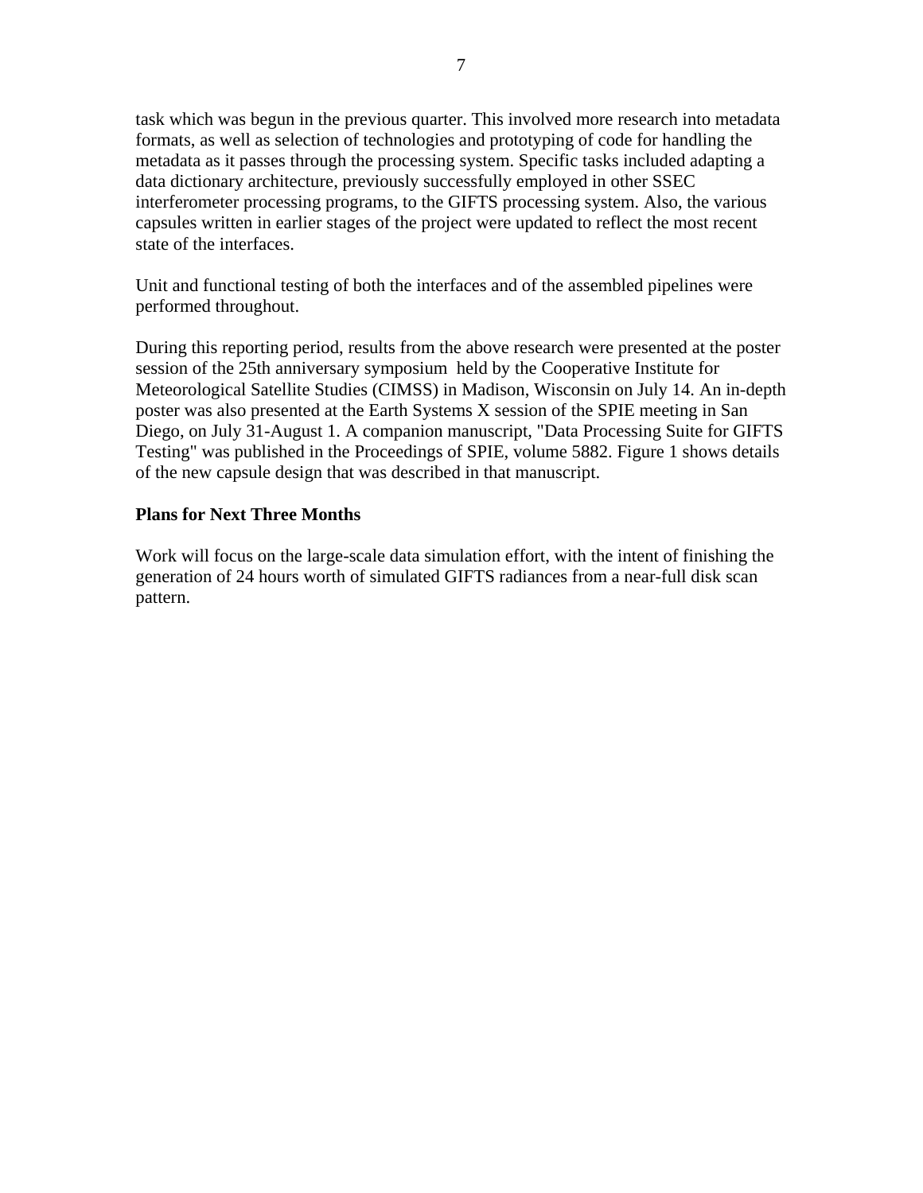task which was begun in the previous quarter. This involved more research into metadata formats, as well as selection of technologies and prototyping of code for handling the metadata as it passes through the processing system. Specific tasks included adapting a data dictionary architecture, previously successfully employed in other SSEC interferometer processing programs, to the GIFTS processing system. Also, the various capsules written in earlier stages of the project were updated to reflect the most recent state of the interfaces.

Unit and functional testing of both the interfaces and of the assembled pipelines were performed throughout.

During this reporting period, results from the above research were presented at the poster session of the 25th anniversary symposium held by the Cooperative Institute for Meteorological Satellite Studies (CIMSS) in Madison, Wisconsin on July 14. An in-depth poster was also presented at the Earth Systems X session of the SPIE meeting in San Diego, on July 31-August 1. A companion manuscript, "Data Processing Suite for GIFTS Testing" was published in the Proceedings of SPIE, volume 5882. Figure 1 shows details of the new capsule design that was described in that manuscript.

**Plans for Next Three Months**

Work will focus on the large-scale data simulation effort, with the intent of finishing the generation of 24 hours worth of simulated GIFTS radiances from a near-full disk scan pattern.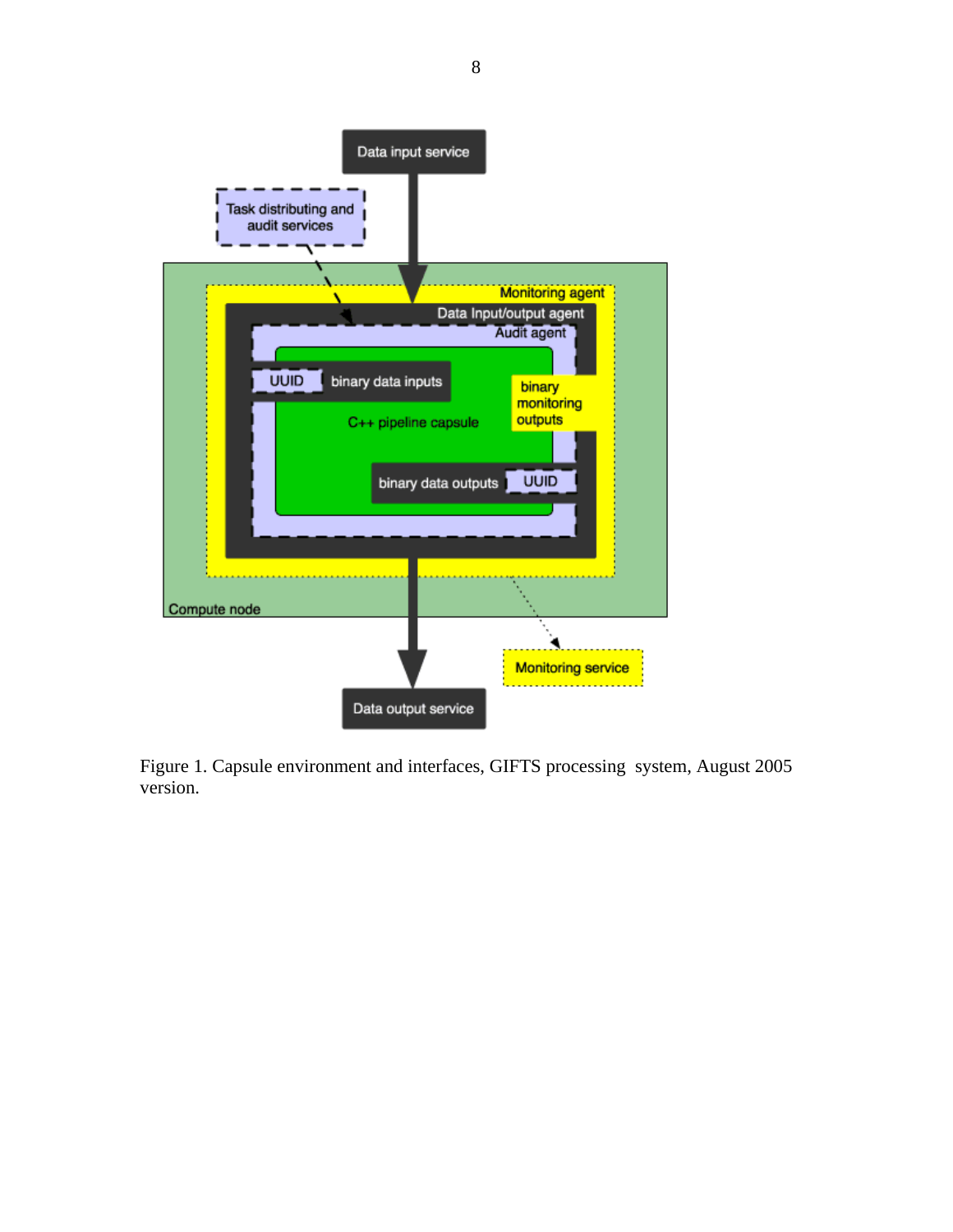Figure 1. Capsule environment and interfaces, GIFTS processing system, August 2005 version.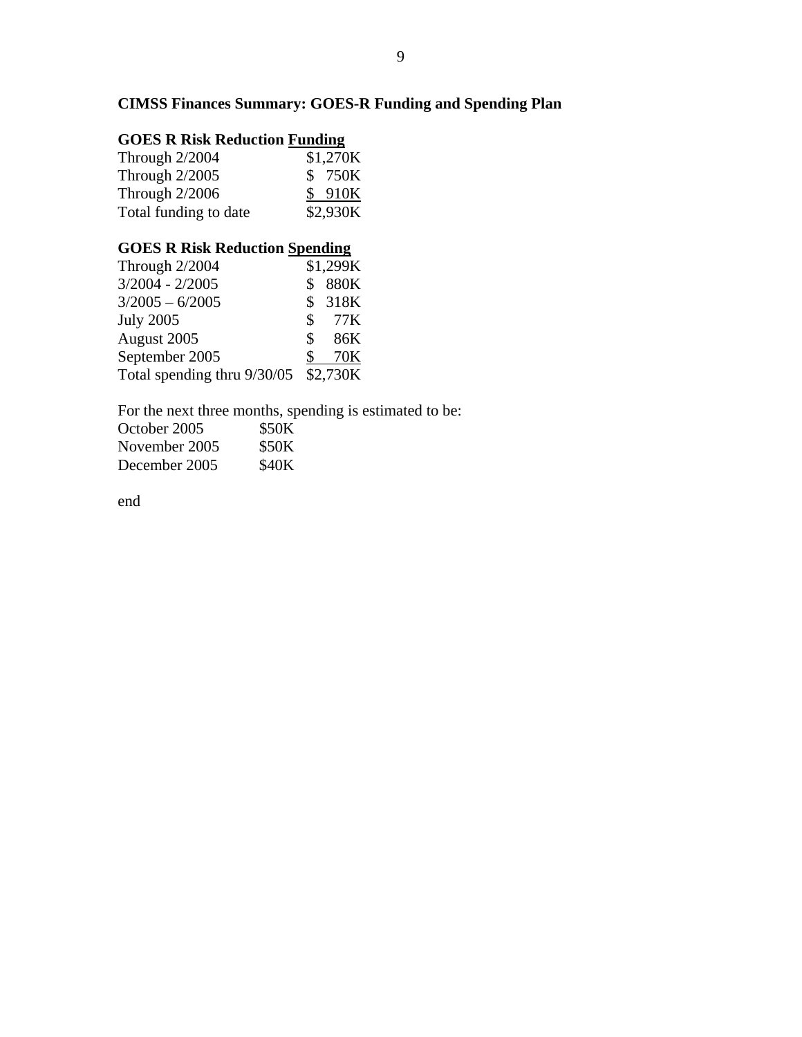**CIMSS Finances Summary: GOES-R Funding and Spending Plan**

**GOES R Risk Reduction Funding**

| | |
|---|---|
| Through 2/2004 | $1,270K |
| Through 2/2005 | $ 750K |
| Through 2/2006 | $ 910K |
| Total funding to date | $2,930K |

**GOES R Risk Reduction Spending**

| | |
|---|---|
| Through 2/2004 | $1,299K |
| 3/2004 - 2/2005 | $ 880K |
| 3/2005 – 6/2005 | $ 318K |
| July 2005 | $ 77K |
| August 2005 | $ 86K |
| September 2005 | $ 70K |
| Total spending thru 9/30/05 | $2,730K |

For the next three months, spending is estimated to be:

| | |
|---|---|
| October 2005 | $50K |
| November 2005 | $50K |
| December 2005 | $40K |

end